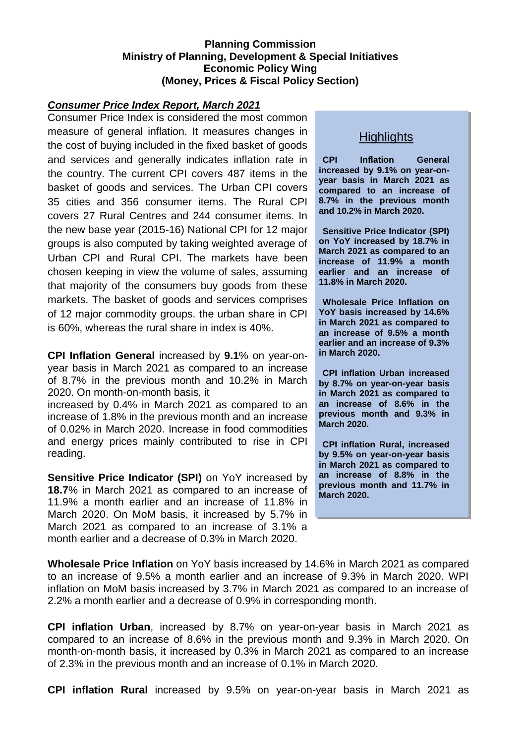**Planning Commission**
**Ministry of Planning, Development & Special Initiatives**
**Economic Policy Wing**
**(Money, Prices & Fiscal Policy Section)**

## *Consumer Price Index Report, March 2021*

Consumer Price Index is considered the most common measure of general inflation. It measures changes in the cost of buying included in the fixed basket of goods and services and generally indicates inflation rate in the country. The current CPI covers 487 items in the basket of goods and services. The Urban CPI covers 35 cities and 356 consumer items. The Rural CPI covers 27 Rural Centres and 244 consumer items. In the new base year (2015-16) National CPI for 12 major groups is also computed by taking weighted average of Urban CPI and Rural CPI. The markets have been chosen keeping in view the volume of sales, assuming that majority of the consumers buy goods from these markets. The basket of goods and services comprises of 12 major commodity groups. the urban share in CPI is 60%, whereas the rural share in index is 40%.

### Highlights

**CPI Inflation General increased by 9.1% on year-on-year basis in March 2021 as compared to an increase of 8.7% in the previous month and 10.2% in March 2020.**

**Sensitive Price Indicator (SPI) on YoY increased by 18.7% in March 2021 as compared to an increase of 11.9% a month earlier and an increase of 11.8% in March 2020.**

**Wholesale Price Inflation on YoY basis increased by 14.6% in March 2021 as compared to an increase of 9.5% a month earlier and an increase of 9.3% in March 2020.**

**CPI inflation Urban increased by 8.7% on year-on-year basis in March 2021 as compared to an increase of 8.6% in the previous month and 9.3% in March 2020.**

**CPI inflation Rural, increased by 9.5% on year-on-year basis in March 2021 as compared to an increase of 8.8% in the previous month and 11.7% in March 2020.**

**CPI Inflation General** increased by **9.1**% on year-on-year basis in March 2021 as compared to an increase of 8.7% in the previous month and 10.2% in March 2020. On month-on-month basis, it increased by 0.4% in March 2021 as compared to an increase of 1.8% in the previous month and an increase of 0.02% in March 2020. Increase in food commodities and energy prices mainly contributed to rise in CPI reading.

**Sensitive Price Indicator (SPI)** on YoY increased by **18.7**% in March 2021 as compared to an increase of 11.9% a month earlier and an increase of 11.8% in March 2020. On MoM basis, it increased by 5.7% in March 2021 as compared to an increase of 3.1% a month earlier and a decrease of 0.3% in March 2020.

**Wholesale Price Inflation** on YoY basis increased by 14.6% in March 2021 as compared to an increase of 9.5% a month earlier and an increase of 9.3% in March 2020. WPI inflation on MoM basis increased by 3.7% in March 2021 as compared to an increase of 2.2% a month earlier and a decrease of 0.9% in corresponding month.

**CPI inflation Urban**, increased by 8.7% on year-on-year basis in March 2021 as compared to an increase of 8.6% in the previous month and 9.3% in March 2020. On month-on-month basis, it increased by 0.3% in March 2021 as compared to an increase of 2.3% in the previous month and an increase of 0.1% in March 2020.

**CPI inflation Rural** increased by 9.5% on year-on-year basis in March 2021 as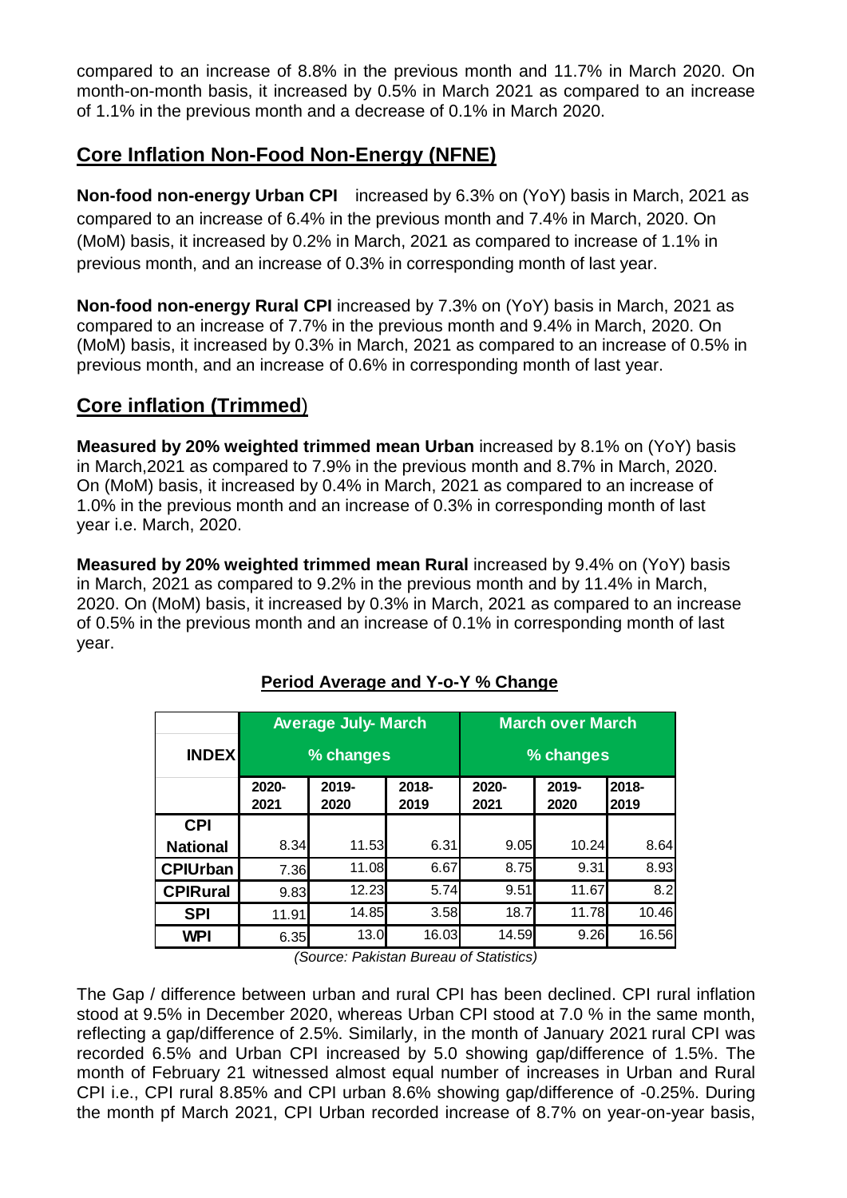compared to an increase of 8.8% in the previous month and 11.7% in March 2020. On month-on-month basis, it increased by 0.5% in March 2021 as compared to an increase of 1.1% in the previous month and a decrease of 0.1% in March 2020.

## Core Inflation Non-Food Non-Energy (NFNE)

**Non-food non-energy Urban CPI** increased by 6.3% on (YoY) basis in March, 2021 as compared to an increase of 6.4% in the previous month and 7.4% in March, 2020. On (MoM) basis, it increased by 0.2% in March, 2021 as compared to increase of 1.1% in previous month, and an increase of 0.3% in corresponding month of last year.

**Non-food non-energy Rural CPI** increased by 7.3% on (YoY) basis in March, 2021 as compared to an increase of 7.7% in the previous month and 9.4% in March, 2020. On (MoM) basis, it increased by 0.3% in March, 2021 as compared to an increase of 0.5% in previous month, and an increase of 0.6% in corresponding month of last year.

## Core inflation (Trimmed)

**Measured by 20% weighted trimmed mean Urban** increased by 8.1% on (YoY) basis in March,2021 as compared to 7.9% in the previous month and 8.7% in March, 2020. On (MoM) basis, it increased by 0.4% in March, 2021 as compared to an increase of 1.0% in the previous month and an increase of 0.3% in corresponding month of last year i.e. March, 2020.

**Measured by 20% weighted trimmed mean Rural** increased by 9.4% on (YoY) basis in March, 2021 as compared to 9.2% in the previous month and by 11.4% in March, 2020. On (MoM) basis, it increased by 0.3% in March, 2021 as compared to an increase of 0.5% in the previous month and an increase of 0.1% in corresponding month of last year.

**Period Average and Y-o-Y % Change**

| INDEX | Average July- March % changes | | | March over March % changes | | |
|---|---|---|---|---|---|---|
| | 2020-2021 | 2019-2020 | 2018-2019 | 2020-2021 | 2019-2020 | 2018-2019 |
| CPI National | 8.34 | 11.53 | 6.31 | 9.05 | 10.24 | 8.64 |
| CPIUrban | 7.36 | 11.08 | 6.67 | 8.75 | 9.31 | 8.93 |
| CPIRural | 9.83 | 12.23 | 5.74 | 9.51 | 11.67 | 8.2 |
| SPI | 11.91 | 14.85 | 3.58 | 18.7 | 11.78 | 10.46 |
| WPI | 6.35 | 13.0 | 16.03 | 14.59 | 9.26 | 16.56 |

*(Source: Pakistan Bureau of Statistics)*

The Gap / difference between urban and rural CPI has been declined. CPI rural inflation stood at 9.5% in December 2020, whereas Urban CPI stood at 7.0 % in the same month, reflecting a gap/difference of 2.5%. Similarly, in the month of January 2021 rural CPI was recorded 6.5% and Urban CPI increased by 5.0 showing gap/difference of 1.5%. The month of February 21 witnessed almost equal number of increases in Urban and Rural CPI i.e., CPI rural 8.85% and CPI urban 8.6% showing gap/difference of -0.25%. During the month pf March 2021, CPI Urban recorded increase of 8.7% on year-on-year basis,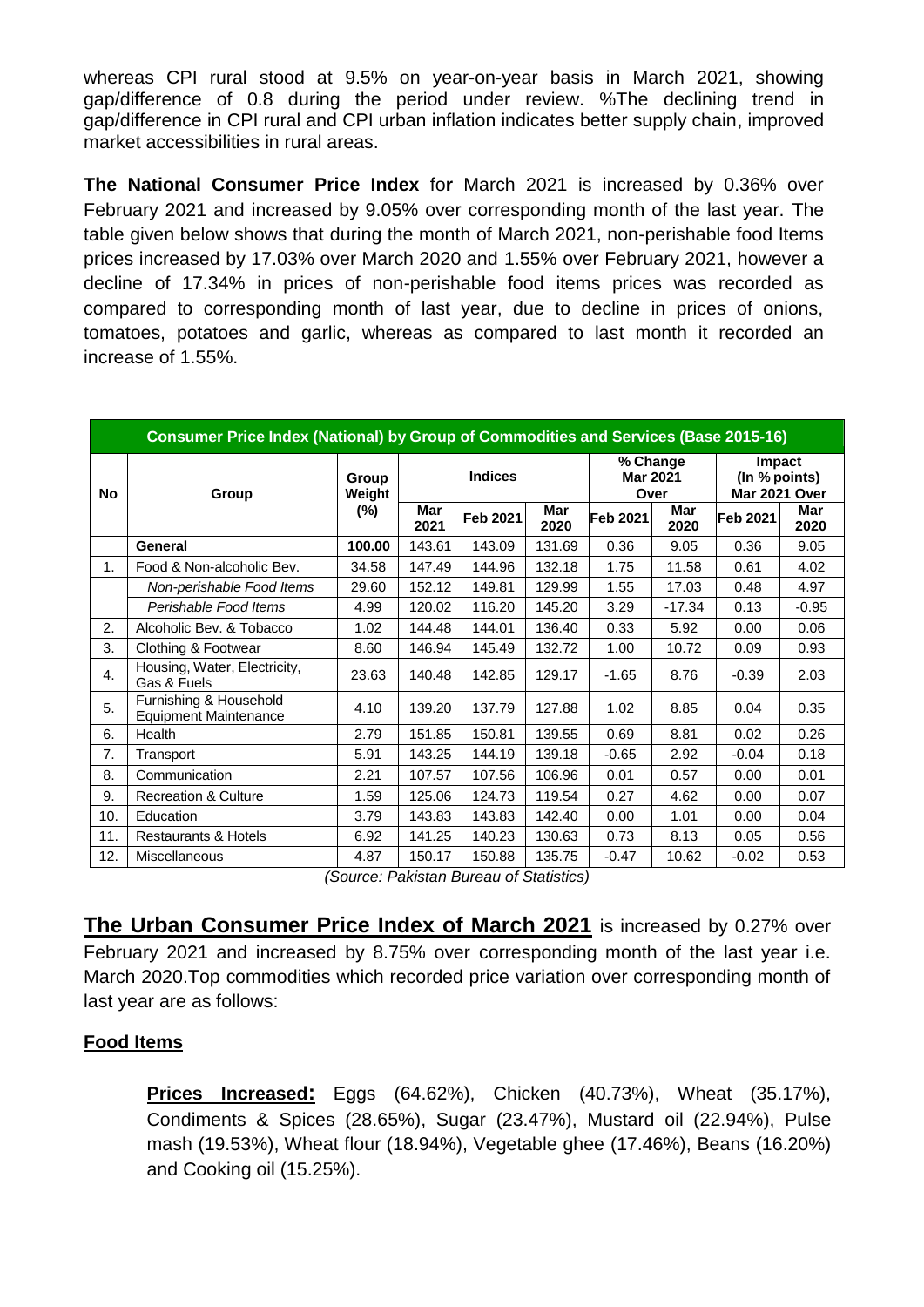whereas CPI rural stood at 9.5% on year-on-year basis in March 2021, showing gap/difference of 0.8 during the period under review. %The declining trend in gap/difference in CPI rural and CPI urban inflation indicates better supply chain, improved market accessibilities in rural areas.

**The National Consumer Price Index** fo**r** March 2021 is increased by 0.36% over February 2021 and increased by 9.05% over corresponding month of the last year. The table given below shows that during the month of March 2021, non-perishable food Items prices increased by 17.03% over March 2020 and 1.55% over February 2021, however a decline of 17.34% in prices of non-perishable food items prices was recorded as compared to corresponding month of last year, due to decline in prices of onions, tomatoes, potatoes and garlic, whereas as compared to last month it recorded an increase of 1.55%.

| **Consumer Price Index (National) by Group of Commodities and Services (Base 2015-16)** | | | | | | | | | |
|---|---|---|---|---|---|---|---|---|---|
| **No** | **Group** | **Group Weight (%)** | **Indices** | | | **% Change Mar 2021 Over** | | **Impact (In % points) Mar 2021 Over** | |
| | | | **Mar 2021** | **Feb 2021** | **Mar 2020** | **Feb 2021** | **Mar 2020** | **Feb 2021** | **Mar 2020** |
| | **General** | **100.00** | 143.61 | 143.09 | 131.69 | 0.36 | 9.05 | 0.36 | 9.05 |
| 1. | Food & Non-alcoholic Bev. | 34.58 | 147.49 | 144.96 | 132.18 | 1.75 | 11.58 | 0.61 | 4.02 |
| | *Non-perishable Food Items* | 29.60 | 152.12 | 149.81 | 129.99 | 1.55 | 17.03 | 0.48 | 4.97 |
| | *Perishable Food Items* | 4.99 | 120.02 | 116.20 | 145.20 | 3.29 | -17.34 | 0.13 | -0.95 |
| 2. | Alcoholic Bev. & Tobacco | 1.02 | 144.48 | 144.01 | 136.40 | 0.33 | 5.92 | 0.00 | 0.06 |
| 3. | Clothing & Footwear | 8.60 | 146.94 | 145.49 | 132.72 | 1.00 | 10.72 | 0.09 | 0.93 |
| 4. | Housing, Water, Electricity, Gas & Fuels | 23.63 | 140.48 | 142.85 | 129.17 | -1.65 | 8.76 | -0.39 | 2.03 |
| 5. | Furnishing & Household Equipment Maintenance | 4.10 | 139.20 | 137.79 | 127.88 | 1.02 | 8.85 | 0.04 | 0.35 |
| 6. | Health | 2.79 | 151.85 | 150.81 | 139.55 | 0.69 | 8.81 | 0.02 | 0.26 |
| 7. | Transport | 5.91 | 143.25 | 144.19 | 139.18 | -0.65 | 2.92 | -0.04 | 0.18 |
| 8. | Communication | 2.21 | 107.57 | 107.56 | 106.96 | 0.01 | 0.57 | 0.00 | 0.01 |
| 9. | Recreation & Culture | 1.59 | 125.06 | 124.73 | 119.54 | 0.27 | 4.62 | 0.00 | 0.07 |
| 10. | Education | 3.79 | 143.83 | 143.83 | 142.40 | 0.00 | 1.01 | 0.00 | 0.04 |
| 11. | Restaurants & Hotels | 6.92 | 141.25 | 140.23 | 130.63 | 0.73 | 8.13 | 0.05 | 0.56 |
| 12. | Miscellaneous | 4.87 | 150.17 | 150.88 | 135.75 | -0.47 | 10.62 | -0.02 | 0.53 |

*(Source: Pakistan Bureau of Statistics)*

**The Urban Consumer Price Index of March 2021** is increased by 0.27% over February 2021 and increased by 8.75% over corresponding month of the last year i.e. March 2020.Top commodities which recorded price variation over corresponding month of last year are as follows:

**Food Items**

**Prices Increased:** Eggs (64.62%), Chicken (40.73%), Wheat (35.17%), Condiments & Spices (28.65%), Sugar (23.47%), Mustard oil (22.94%), Pulse mash (19.53%), Wheat flour (18.94%), Vegetable ghee (17.46%), Beans (16.20%) and Cooking oil (15.25%).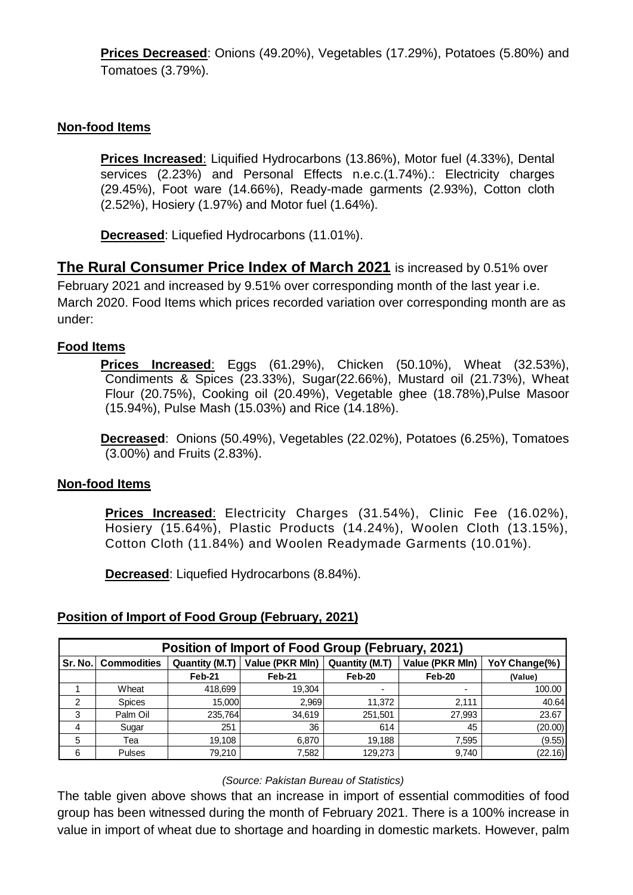**Prices Decreased**: Onions (49.20%), Vegetables (17.29%), Potatoes (5.80%) and Tomatoes (3.79%).

**Non-food Items**

**Prices Increased**: Liquified Hydrocarbons (13.86%), Motor fuel (4.33%), Dental services (2.23%) and Personal Effects n.e.c.(1.74%).: Electricity charges (29.45%), Foot ware (14.66%), Ready-made garments (2.93%), Cotton cloth (2.52%), Hosiery (1.97%) and Motor fuel (1.64%).

**Decreased**: Liquefied Hydrocarbons (11.01%).

**The Rural Consumer Price Index of March 2021** is increased by 0.51% over February 2021 and increased by 9.51% over corresponding month of the last year i.e. March 2020. Food Items which prices recorded variation over corresponding month are as under:

**Food Items**

**Prices Increased**: Eggs (61.29%), Chicken (50.10%), Wheat (32.53%), Condiments & Spices (23.33%), Sugar(22.66%), Mustard oil (21.73%), Wheat Flour (20.75%), Cooking oil (20.49%), Vegetable ghee (18.78%),Pulse Masoor (15.94%), Pulse Mash (15.03%) and Rice (14.18%).

**Decreased**: Onions (50.49%), Vegetables (22.02%), Potatoes (6.25%), Tomatoes (3.00%) and Fruits (2.83%).

**Non-food Items**

**Prices Increased**: Electricity Charges (31.54%), Clinic Fee (16.02%), Hosiery (15.64%), Plastic Products (14.24%), Woolen Cloth (13.15%), Cotton Cloth (11.84%) and Woolen Readymade Garments (10.01%).

**Decreased**: Liquefied Hydrocarbons (8.84%).

**Position of Import of Food Group (February, 2021)**

| Sr. No. | Commodities | Quantity (M.T) | Value (PKR Mln) | Quantity (M.T) | Value (PKR Mln) | YoY Change(%) |
|---|---|---|---|---|---|---|
| | | Feb-21 | Feb-21 | Feb-20 | Feb-20 | (Value) |
| 1 | Wheat | 418,699 | 19,304 | - | - | 100.00 |
| 2 | Spices | 15,000 | 2,969 | 11,372 | 2,111 | 40.64 |
| 3 | Palm Oil | 235,764 | 34,619 | 251,501 | 27,993 | 23.67 |
| 4 | Sugar | 251 | 36 | 614 | 45 | (20.00) |
| 5 | Tea | 19,108 | 6,870 | 19,188 | 7,595 | (9.55) |
| 6 | Pulses | 79,210 | 7,582 | 129,273 | 9,740 | (22.16) |

*(Source: Pakistan Bureau of Statistics)*

The table given above shows that an increase in import of essential commodities of food group has been witnessed during the month of February 2021. There is a 100% increase in value in import of wheat due to shortage and hoarding in domestic markets. However, palm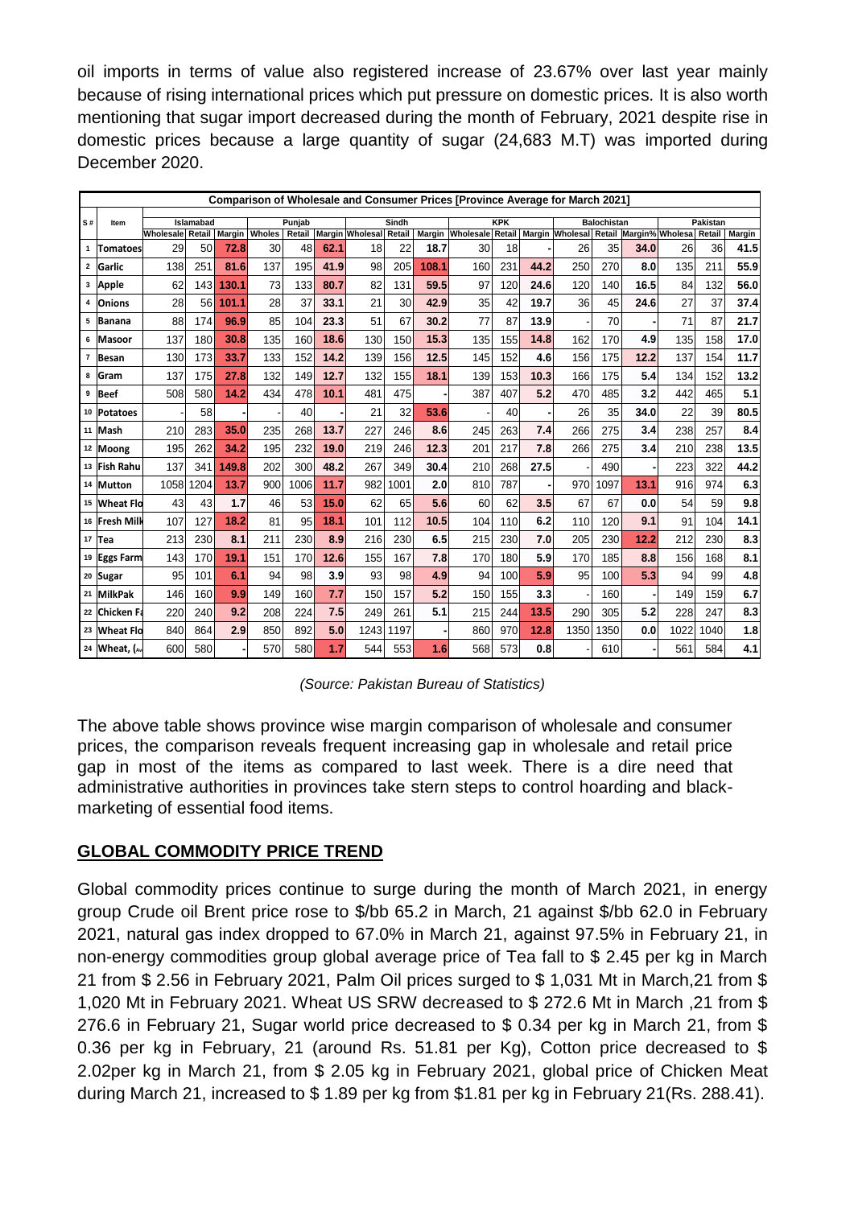oil imports in terms of value also registered increase of 23.67% over last year mainly because of rising international prices which put pressure on domestic prices. It is also worth mentioning that sugar import decreased during the month of February, 2021 despite rise in domestic prices because a large quantity of sugar (24,683 M.T) was imported during December 2020.

| Comparison of Wholesale and Consumer Prices [Province Average for March 2021] | | | | | | | | | | | | | | | | | | | |
|---|---|---|---|---|---|---|---|---|---|---|---|---|---|---|---|---|---|---|---|
| S # | Item | Islamabad | | | Punjab | | | Sindh | | | KPK | | | Balochistan | | | Pakistan | | |
| | | Wholesale | Retail | Margin | Wholes | Retail | Margin | Wholesal | Retail | Margin | Wholesale | Retail | Margin | Wholesal | Retail | Margin% | Wholesa | Retail | Margin |
| 1 | Tomatoes | 29 | 50 | 72.8 | 30 | 48 | 62.1 | 18 | 22 | 18.7 | 30 | 18 | - | 26 | 35 | 34.0 | 26 | 36 | 41.5 |
| 2 | Garlic | 138 | 251 | 81.6 | 137 | 195 | 41.9 | 98 | 205 | 108.1 | 160 | 231 | 44.2 | 250 | 270 | 8.0 | 135 | 211 | 55.9 |
| 3 | Apple | 62 | 143 | 130.1 | 73 | 133 | 80.7 | 82 | 131 | 59.5 | 97 | 120 | 24.6 | 120 | 140 | 16.5 | 84 | 132 | 56.0 |
| 4 | Onions | 28 | 56 | 101.1 | 28 | 37 | 33.1 | 21 | 30 | 42.9 | 35 | 42 | 19.7 | 36 | 45 | 24.6 | 27 | 37 | 37.4 |
| 5 | Banana | 88 | 174 | 96.9 | 85 | 104 | 23.3 | 51 | 67 | 30.2 | 77 | 87 | 13.9 | - | 70 | - | 71 | 87 | 21.7 |
| 6 | Masoor | 137 | 180 | 30.8 | 135 | 160 | 18.6 | 130 | 150 | 15.3 | 135 | 155 | 14.8 | 162 | 170 | 4.9 | 135 | 158 | 17.0 |
| 7 | Besan | 130 | 173 | 33.7 | 133 | 152 | 14.2 | 139 | 156 | 12.5 | 145 | 152 | 4.6 | 156 | 175 | 12.2 | 137 | 154 | 11.7 |
| 8 | Gram | 137 | 175 | 27.8 | 132 | 149 | 12.7 | 132 | 155 | 18.1 | 139 | 153 | 10.3 | 166 | 175 | 5.4 | 134 | 152 | 13.2 |
| 9 | Beef | 508 | 580 | 14.2 | 434 | 478 | 10.1 | 481 | 475 | - | 387 | 407 | 5.2 | 470 | 485 | 3.2 | 442 | 465 | 5.1 |
| 10 | Potatoes | - | 58 | - | - | 40 | - | 21 | 32 | 53.6 | - | 40 | - | 26 | 35 | 34.0 | 22 | 39 | 80.5 |
| 11 | Mash | 210 | 283 | 35.0 | 235 | 268 | 13.7 | 227 | 246 | 8.6 | 245 | 263 | 7.4 | 266 | 275 | 3.4 | 238 | 257 | 8.4 |
| 12 | Moong | 195 | 262 | 34.2 | 195 | 232 | 19.0 | 219 | 246 | 12.3 | 201 | 217 | 7.8 | 266 | 275 | 3.4 | 210 | 238 | 13.5 |
| 13 | Fish Rahu | 137 | 341 | 149.8 | 202 | 300 | 48.2 | 267 | 349 | 30.4 | 210 | 268 | 27.5 | - | 490 | - | 223 | 322 | 44.2 |
| 14 | Mutton | 1058 | 1204 | 13.7 | 900 | 1006 | 11.7 | 982 | 1001 | 2.0 | 810 | 787 | - | 970 | 1097 | 13.1 | 916 | 974 | 6.3 |
| 15 | Wheat Flo | 43 | 43 | 1.7 | 46 | 53 | 15.0 | 62 | 65 | 5.6 | 60 | 62 | 3.5 | 67 | 67 | 0.0 | 54 | 59 | 9.8 |
| 16 | Fresh Milk | 107 | 127 | 18.2 | 81 | 95 | 18.1 | 101 | 112 | 10.5 | 104 | 110 | 6.2 | 110 | 120 | 9.1 | 91 | 104 | 14.1 |
| 17 | Tea | 213 | 230 | 8.1 | 211 | 230 | 8.9 | 216 | 230 | 6.5 | 215 | 230 | 7.0 | 205 | 230 | 12.2 | 212 | 230 | 8.3 |
| 19 | Eggs Farm | 143 | 170 | 19.1 | 151 | 170 | 12.6 | 155 | 167 | 7.8 | 170 | 180 | 5.9 | 170 | 185 | 8.8 | 156 | 168 | 8.1 |
| 20 | Sugar | 95 | 101 | 6.1 | 94 | 98 | 3.9 | 93 | 98 | 4.9 | 94 | 100 | 5.9 | 95 | 100 | 5.3 | 94 | 99 | 4.8 |
| 21 | MilkPak | 146 | 160 | 9.9 | 149 | 160 | 7.7 | 150 | 157 | 5.2 | 150 | 155 | 3.3 | - | 160 | - | 149 | 159 | 6.7 |
| 22 | Chicken Fa | 220 | 240 | 9.2 | 208 | 224 | 7.5 | 249 | 261 | 5.1 | 215 | 244 | 13.5 | 290 | 305 | 5.2 | 228 | 247 | 8.3 |
| 23 | Wheat Flo | 840 | 864 | 2.9 | 850 | 892 | 5.0 | 1243 | 1197 | - | 860 | 970 | 12.8 | 1350 | 1350 | 0.0 | 1022 | 1040 | 1.8 |
| 24 | Wheat, (Av | 600 | 580 | - | 570 | 580 | 1.7 | 544 | 553 | 1.6 | 568 | 573 | 0.8 | - | 610 | - | 561 | 584 | 4.1 |

*(Source: Pakistan Bureau of Statistics)*

The above table shows province wise margin comparison of wholesale and consumer prices, the comparison reveals frequent increasing gap in wholesale and retail price gap in most of the items as compared to last week. There is a dire need that administrative authorities in provinces take stern steps to control hoarding and black-marketing of essential food items.

## GLOBAL COMMODITY PRICE TREND

Global commodity prices continue to surge during the month of March 2021, in energy group Crude oil Brent price rose to $/bb 65.2 in March, 21 against $/bb 62.0 in February 2021, natural gas index dropped to 67.0% in March 21, against 97.5% in February 21, in non-energy commodities group global average price of Tea fall to $ 2.45 per kg in March 21 from $ 2.56 in February 2021, Palm Oil prices surged to $ 1,031 Mt in March,21 from $ 1,020 Mt in February 2021. Wheat US SRW decreased to $ 272.6 Mt in March ,21 from $ 276.6 in February 21, Sugar world price decreased to $ 0.34 per kg in March 21, from $ 0.36 per kg in February, 21 (around Rs. 51.81 per Kg), Cotton price decreased to $ 2.02per kg in March 21, from $ 2.05 kg in February 2021, global price of Chicken Meat during March 21, increased to $ 1.89 per kg from $1.81 per kg in February 21(Rs. 288.41).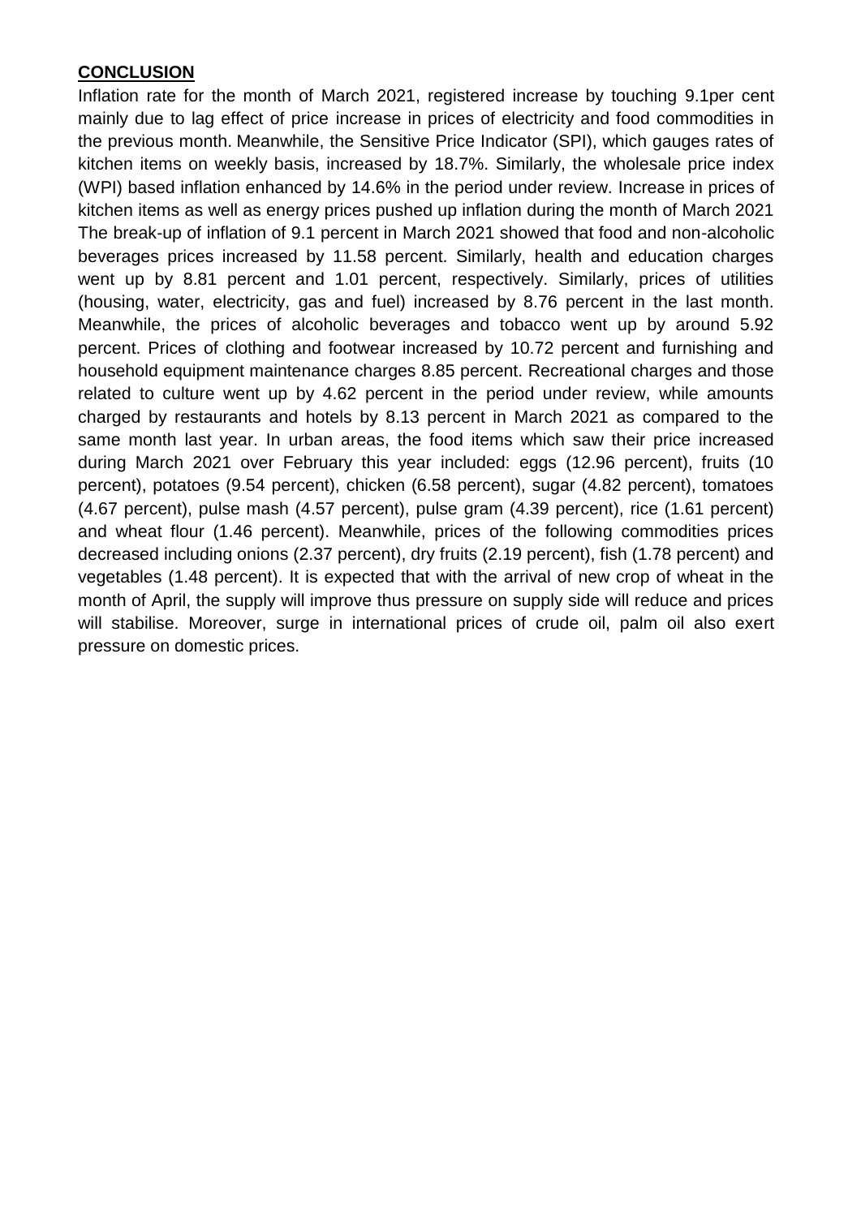**CONCLUSION**

Inflation rate for the month of March 2021, registered increase by touching 9.1per cent mainly due to lag effect of price increase in prices of electricity and food commodities in the previous month. Meanwhile, the Sensitive Price Indicator (SPI), which gauges rates of kitchen items on weekly basis, increased by 18.7%. Similarly, the wholesale price index (WPI) based inflation enhanced by 14.6% in the period under review. Increase in prices of kitchen items as well as energy prices pushed up inflation during the month of March 2021 The break-up of inflation of 9.1 percent in March 2021 showed that food and non-alcoholic beverages prices increased by 11.58 percent. Similarly, health and education charges went up by 8.81 percent and 1.01 percent, respectively. Similarly, prices of utilities (housing, water, electricity, gas and fuel) increased by 8.76 percent in the last month. Meanwhile, the prices of alcoholic beverages and tobacco went up by around 5.92 percent. Prices of clothing and footwear increased by 10.72 percent and furnishing and household equipment maintenance charges 8.85 percent. Recreational charges and those related to culture went up by 4.62 percent in the period under review, while amounts charged by restaurants and hotels by 8.13 percent in March 2021 as compared to the same month last year. In urban areas, the food items which saw their price increased during March 2021 over February this year included: eggs (12.96 percent), fruits (10 percent), potatoes (9.54 percent), chicken (6.58 percent), sugar (4.82 percent), tomatoes (4.67 percent), pulse mash (4.57 percent), pulse gram (4.39 percent), rice (1.61 percent) and wheat flour (1.46 percent). Meanwhile, prices of the following commodities prices decreased including onions (2.37 percent), dry fruits (2.19 percent), fish (1.78 percent) and vegetables (1.48 percent). It is expected that with the arrival of new crop of wheat in the month of April, the supply will improve thus pressure on supply side will reduce and prices will stabilise. Moreover, surge in international prices of crude oil, palm oil also exert pressure on domestic prices.